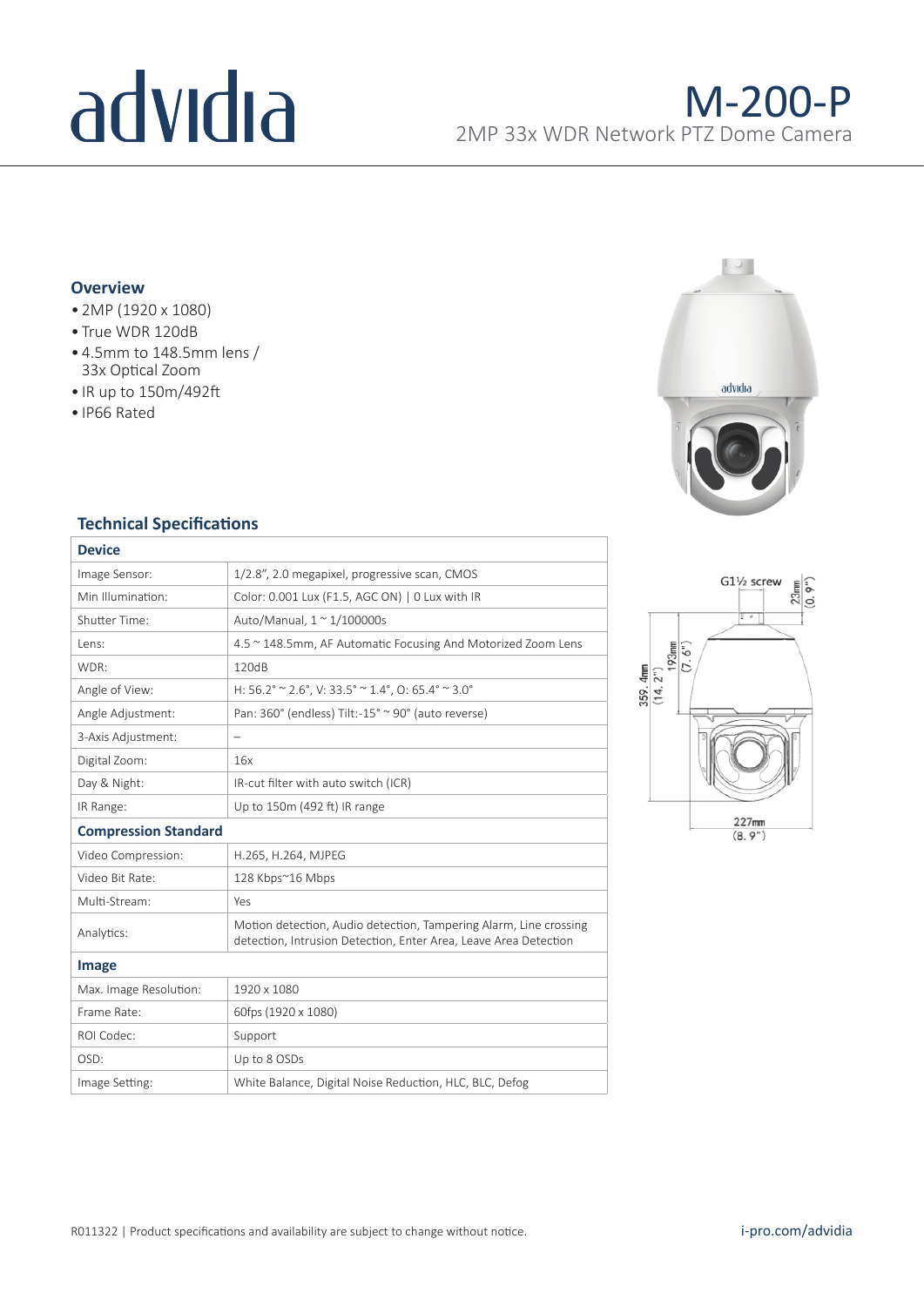# advidia

## M-200-P

2MP 33x WDR Network PTZ Dome Camera

### Overview

- 2MP (1920 x 1080)
- True WDR 120dB
- 4.5mm to 148.5mm lens / 33x Optical Zoom
- IR up to 150m/492ft
- IP66 Rated

### Technical Specifications

| **Device** | |
|---|---|
| Image Sensor: | 1/2.8", 2.0 megapixel, progressive scan, CMOS |
| Min Illumination: | Color: 0.001 Lux (F1.5, AGC ON) \| 0 Lux with IR |
| Shutter Time: | Auto/Manual, 1 ~ 1/100000s |
| Lens: | 4.5 ~ 148.5mm, AF Automatic Focusing And Motorized Zoom Lens |
| WDR: | 120dB |
| Angle of View: | H: 56.2° ~ 2.6°, V: 33.5° ~ 1.4°, O: 65.4° ~ 3.0° |
| Angle Adjustment: | Pan: 360° (endless) Tilt:-15° ~ 90° (auto reverse) |
| 3-Axis Adjustment: | – |
| Digital Zoom: | 16x |
| Day & Night: | IR-cut filter with auto switch (ICR) |
| IR Range: | Up to 150m (492 ft) IR range |
| **Compression Standard** | |
| Video Compression: | H.265, H.264, MJPEG |
| Video Bit Rate: | 128 Kbps~16 Mbps |
| Multi-Stream: | Yes |
| Analytics: | Motion detection, Audio detection, Tampering Alarm, Line crossing detection, Intrusion Detection, Enter Area, Leave Area Detection |
| **Image** | |
| Max. Image Resolution: | 1920 x 1080 |
| Frame Rate: | 60fps (1920 x 1080) |
| ROI Codec: | Support |
| OSD: | Up to 8 OSDs |
| Image Setting: | White Balance, Digital Noise Reduction, HLC, BLC, Defog |

G1½ screw
23mm (0.9")
193mm (7.6")
359.4mm (14.2")
227mm (8.9")

R011322 | Product specifications and availability are subject to change without notice.

i-pro.com/advidia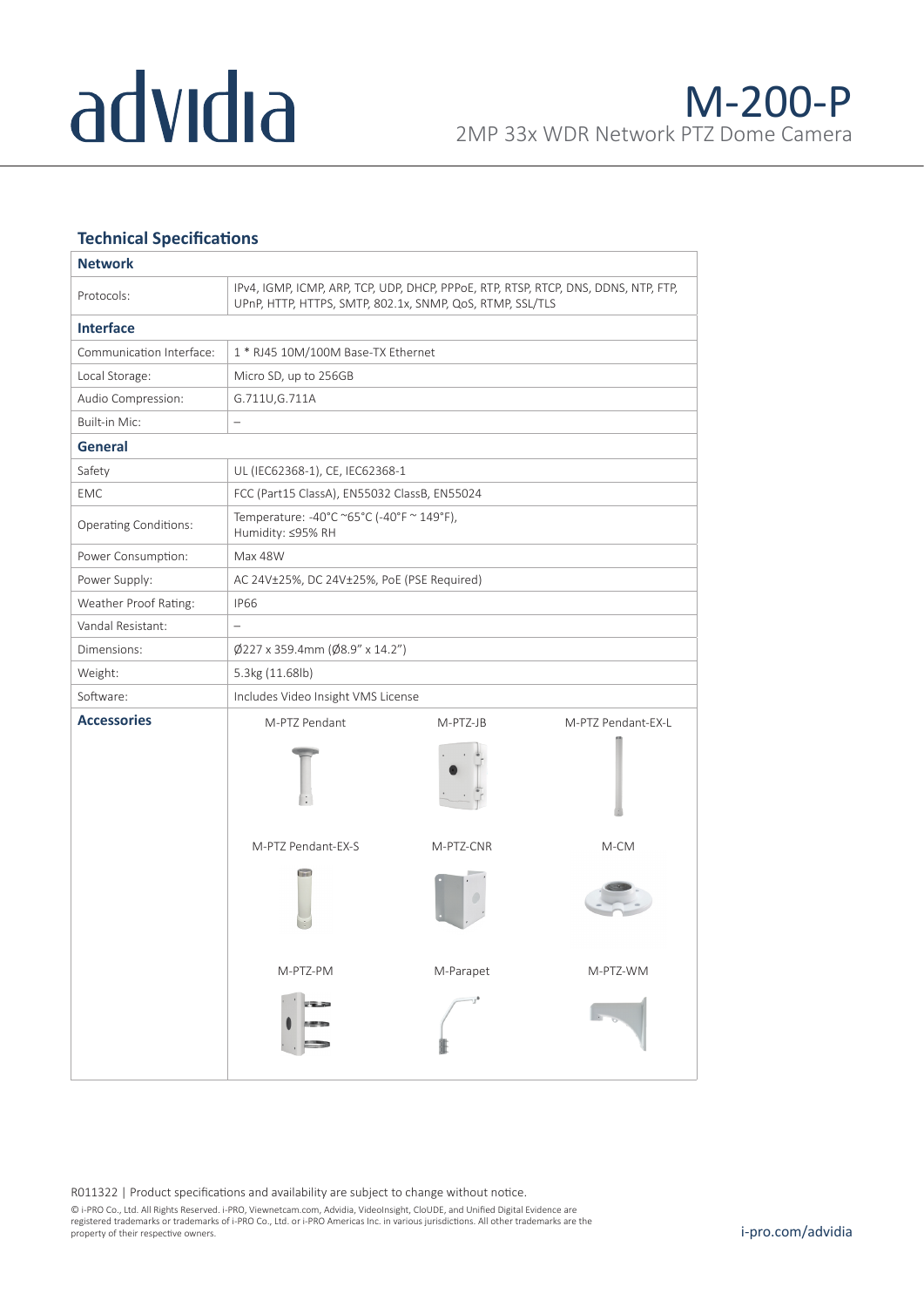# advidia

## M-200-P
2MP 33x WDR Network PTZ Dome Camera

### Technical Specifications

| | |
|---|---|
| **Network** | |
| Protocols: | IPv4, IGMP, ICMP, ARP, TCP, UDP, DHCP, PPPoE, RTP, RTSP, RTCP, DNS, DDNS, NTP, FTP, UPnP, HTTP, HTTPS, SMTP, 802.1x, SNMP, QoS, RTMP, SSL/TLS |
| **Interface** | |
| Communication Interface: | 1 * RJ45 10M/100M Base-TX Ethernet |
| Local Storage: | Micro SD, up to 256GB |
| Audio Compression: | G.711U,G.711A |
| Built-in Mic: | – |
| **General** | |
| Safety | UL (IEC62368-1), CE, IEC62368-1 |
| EMC | FCC (Part15 ClassA), EN55032 ClassB, EN55024 |
| Operating Conditions: | Temperature: -40°C ~65°C (-40°F ~ 149°F), Humidity: ≤95% RH |
| Power Consumption: | Max 48W |
| Power Supply: | AC 24V±25%, DC 24V±25%, PoE (PSE Required) |
| Weather Proof Rating: | IP66 |
| Vandal Resistant: | – |
| Dimensions: | Ø227 x 359.4mm (Ø8.9" x 14.2") |
| Weight: | 5.3kg (11.68lb) |
| Software: | Includes Video Insight VMS License |

**Accessories**

| | | |
|---|---|---|
| M-PTZ Pendant | M-PTZ-JB | M-PTZ Pendant-EX-L |
| M-PTZ Pendant-EX-S | M-PTZ-CNR | M-CM |
| M-PTZ-PM | M-Parapet | M-PTZ-WM |

R011322 | Product specifications and availability are subject to change without notice.

© i-PRO Co., Ltd. All Rights Reserved. i-PRO, Viewnetcam.com, Advidia, VideoInsight, CloUDE, and Unified Digital Evidence are registered trademarks or trademarks of i-PRO Co., Ltd. or i-PRO Americas Inc. in various jurisdictions. All other trademarks are the property of their respective owners.

i-pro.com/advidia